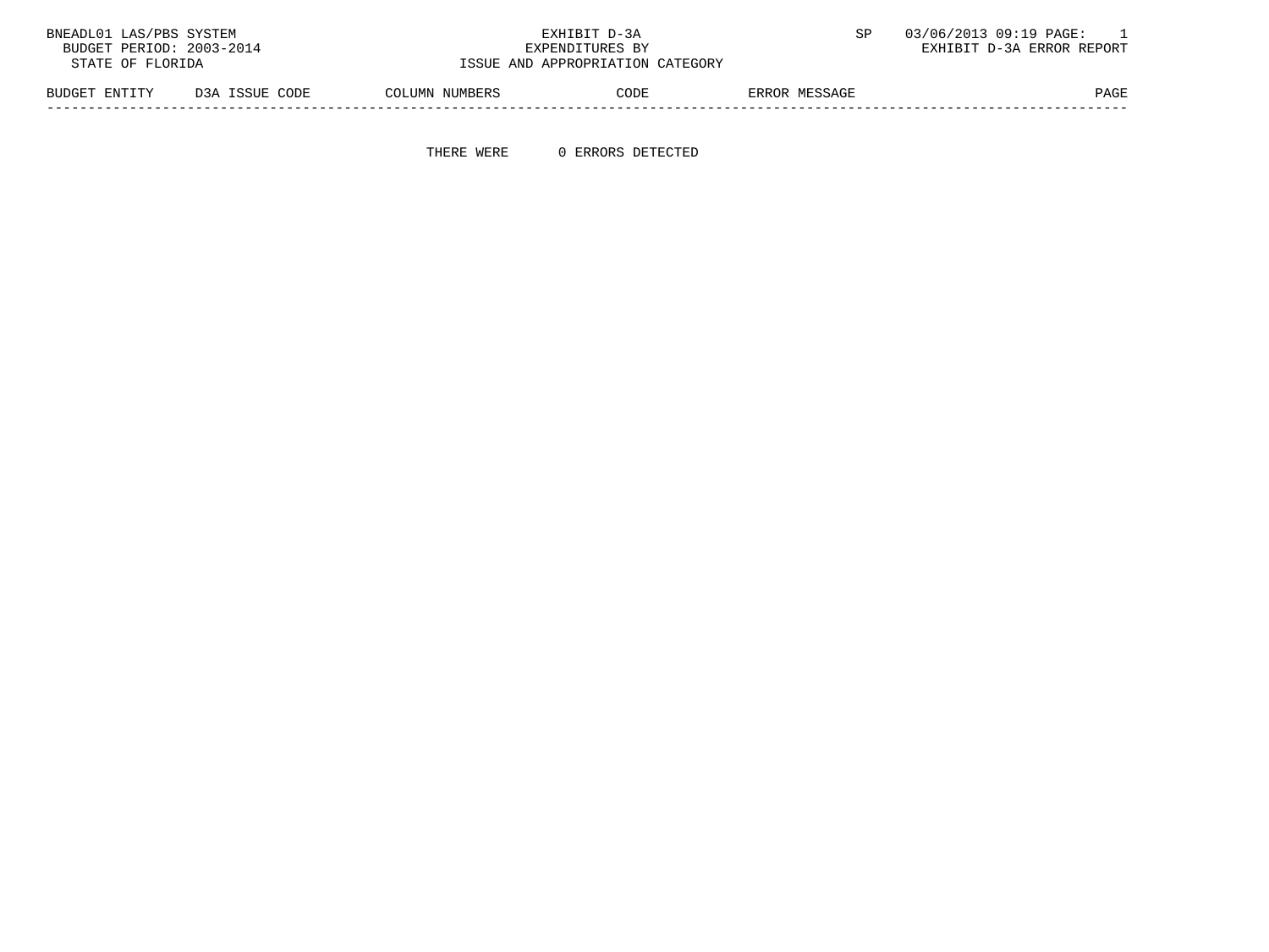BNEADL01 LAS/PBS SYSTEM

BUDGET PERIOD: 2003-2014

STATE OF FLORIDA

EXHIBIT D-3A

EXPENDITURES BY

ISSUE AND APPROPRIATION CATEGORY

SP 03/06/2013 09:19 PAGE: 1

EXHIBIT D-3A ERROR REPORT

| BUDGET ENTITY | D3A ISSUE CODE | COLUMN NUMBERS | CODE | ERROR MESSAGE | PAGE |
|---|---|---|---|---|---|

THERE WERE 0 ERRORS DETECTED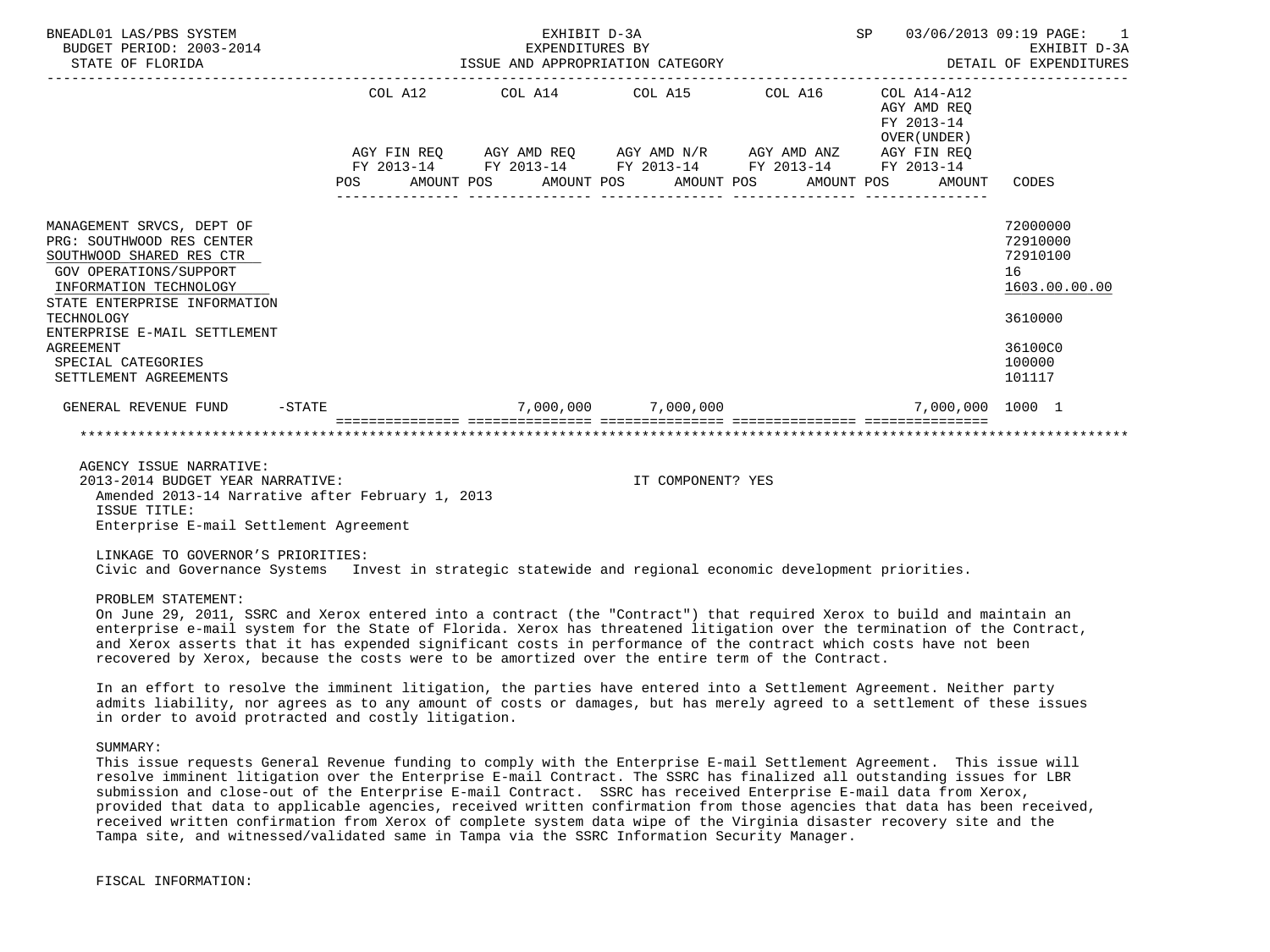BNEADL01 LAS/PBS SYSTEM — EXHIBIT D-3A — EXPENDITURES BY ISSUE AND APPROPRIATION CATEGORY — SP 03/06/2013 09:19 PAGE: 1
BUDGET PERIOD: 2003-2014 — EXHIBIT D-3A
STATE OF FLORIDA — DETAIL OF EXPENDITURES

| | COL A12 AGY FIN REQ FY 2013-14 POS AMOUNT | COL A14 AGY AMD REQ FY 2013-14 POS AMOUNT | COL A15 AGY AMD N/R FY 2013-14 POS AMOUNT | COL A16 AGY AMD ANZ FY 2013-14 POS AMOUNT | COL A14-A12 AGY AMD REQ FY 2013-14 OVER(UNDER) AGY FIN REQ FY 2013-14 POS AMOUNT | CODES |
|---|---|---|---|---|---|---|
| MANAGEMENT SRVCS, DEPT OF | | | | | | 72000000 |
| PRG: SOUTHWOOD RES CENTER | | | | | | 72910000 |
| SOUTHWOOD SHARED RES CTR | | | | | | 72910100 |
| GOV OPERATIONS/SUPPORT | | | | | | 16 |
| INFORMATION TECHNOLOGY | | | | | | 1603.00.00.00 |
| STATE ENTERPRISE INFORMATION TECHNOLOGY | | | | | | 3610000 |
| ENTERPRISE E-MAIL SETTLEMENT AGREEMENT | | | | | | 36100C0 |
| SPECIAL CATEGORIES | | | | | | 100000 |
| SETTLEMENT AGREEMENTS | | | | | | 101117 |
| GENERAL REVENUE FUND -STATE | | 7,000,000 | 7,000,000 | | 7,000,000 | 1000 1 |

AGENCY ISSUE NARRATIVE:
2013-2014 BUDGET YEAR NARRATIVE: IT COMPONENT? YES
Amended 2013-14 Narrative after February 1, 2013
ISSUE TITLE:
Enterprise E-mail Settlement Agreement

LINKAGE TO GOVERNOR'S PRIORITIES:
Civic and Governance Systems Invest in strategic statewide and regional economic development priorities.

PROBLEM STATEMENT:
On June 29, 2011, SSRC and Xerox entered into a contract (the "Contract") that required Xerox to build and maintain an enterprise e-mail system for the State of Florida. Xerox has threatened litigation over the termination of the Contract, and Xerox asserts that it has expended significant costs in performance of the contract which costs have not been recovered by Xerox, because the costs were to be amortized over the entire term of the Contract.

In an effort to resolve the imminent litigation, the parties have entered into a Settlement Agreement. Neither party admits liability, nor agrees as to any amount of costs or damages, but has merely agreed to a settlement of these issues in order to avoid protracted and costly litigation.

SUMMARY:
This issue requests General Revenue funding to comply with the Enterprise E-mail Settlement Agreement. This issue will resolve imminent litigation over the Enterprise E-mail Contract. The SSRC has finalized all outstanding issues for LBR submission and close-out of the Enterprise E-mail Contract. SSRC has received Enterprise E-mail data from Xerox, provided that data to applicable agencies, received written confirmation from those agencies that data has been received, received written confirmation from Xerox of complete system data wipe of the Virginia disaster recovery site and the Tampa site, and witnessed/validated same in Tampa via the SSRC Information Security Manager.

FISCAL INFORMATION: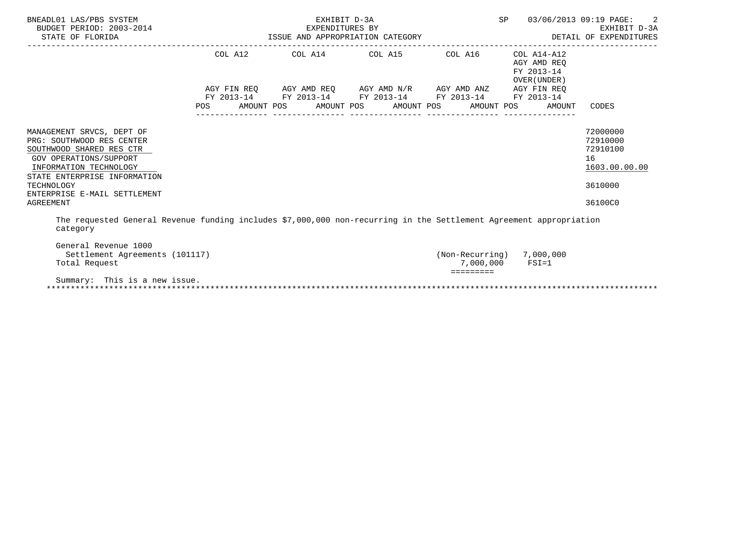BNEADL01 LAS/PBS SYSTEM
BUDGET PERIOD: 2003-2014
STATE OF FLORIDA

EXHIBIT D-3A
EXPENDITURES BY
ISSUE AND APPROPRIATION CATEGORY

SP 03/06/2013 09:19
EXHIBIT D-3A
DETAIL OF EXPENDITURES

| | COL A12 AGY FIN REQ FY 2013-14 POS AMOUNT | COL A14 AGY AMD REQ FY 2013-14 POS AMOUNT | COL A15 AGY AMD N/R FY 2013-14 POS AMOUNT | COL A16 AGY AMD ANZ FY 2013-14 POS AMOUNT | COL A14-A12 AGY AMD REQ FY 2013-14 OVER(UNDER) AGY FIN REQ FY 2013-14 POS AMOUNT | CODES |
|---|---|---|---|---|---|---|
| MANAGEMENT SRVCS, DEPT OF | | | | | | 72000000 |
| PRG: SOUTHWOOD RES CENTER | | | | | | 72910000 |
| SOUTHWOOD SHARED RES CTR | | | | | | 72910100 |
| GOV OPERATIONS/SUPPORT | | | | | | 16 |
| INFORMATION TECHNOLOGY | | | | | | 1603.00.00.00 |
| STATE ENTERPRISE INFORMATION TECHNOLOGY | | | | | | 3610000 |
| ENTERPRISE E-MAIL SETTLEMENT AGREEMENT | | | | | | 36100C0 |

The requested General Revenue funding includes $7,000,000 non-recurring in the Settlement Agreement appropriation category

General Revenue 1000
  Settlement Agreements (101117)     (Non-Recurring)  7,000,000
Total Request     7,000,000     FSI=1
=========

Summary: This is a new issue.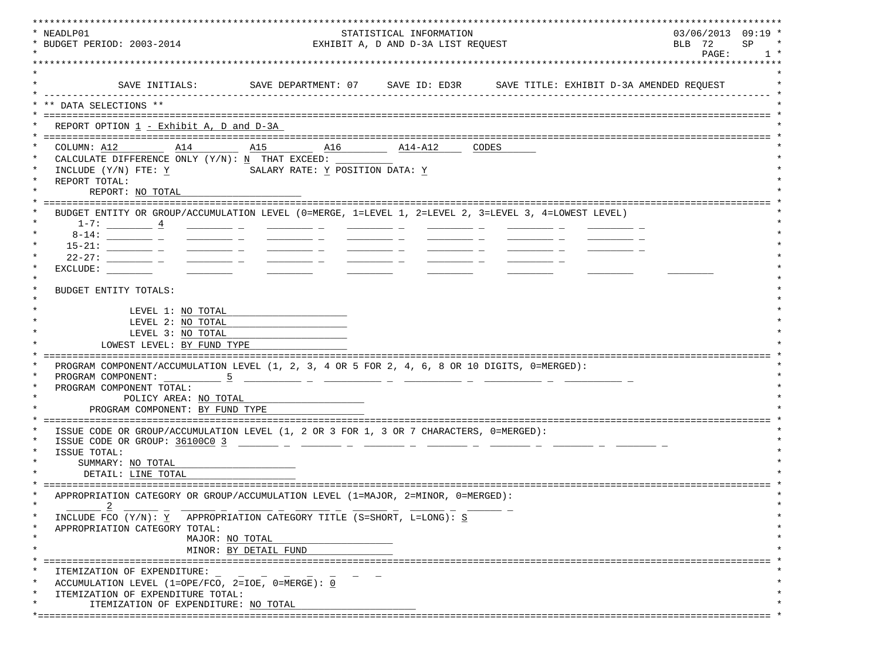NEADLP01 — STATISTICAL INFORMATION — 03/06/2013 09:19

BUDGET PERIOD: 2003-2014 — EXHIBIT A, D AND D-3A LIST REQUEST — BLB 72 SP

PAGE: 1

SAVE INITIALS: SAVE DEPARTMENT: 07 SAVE ID: ED3R SAVE TITLE: EXHIBIT D-3A AMENDED REQUEST

## ** DATA SELECTIONS **

REPORT OPTION 1 - Exhibit A, D and D-3A

COLUMN: A12 A14 A15 A16 A14-A12 CODES

CALCULATE DIFFERENCE ONLY (Y/N): N THAT EXCEED:

INCLUDE (Y/N) FTE: Y SALARY RATE: Y POSITION DATA: Y

REPORT TOTAL:

REPORT: NO TOTAL

BUDGET ENTITY OR GROUP/ACCUMULATION LEVEL (0=MERGE, 1=LEVEL 1, 2=LEVEL 2, 3=LEVEL 3, 4=LOWEST LEVEL)

1-7: 4

8-14:

15-21:

22-27:

EXCLUDE:

BUDGET ENTITY TOTALS:

LEVEL 1: NO TOTAL

LEVEL 2: NO TOTAL

LEVEL 3: NO TOTAL

LOWEST LEVEL: BY FUND TYPE

PROGRAM COMPONENT/ACCUMULATION LEVEL (1, 2, 3, 4 OR 5 FOR 2, 4, 6, 8 OR 10 DIGITS, 0=MERGED):

PROGRAM COMPONENT: 5

PROGRAM COMPONENT TOTAL:

POLICY AREA: NO TOTAL

PROGRAM COMPONENT: BY FUND TYPE

ISSUE CODE OR GROUP/ACCUMULATION LEVEL (1, 2 OR 3 FOR 1, 3 OR 7 CHARACTERS, 0=MERGED):

ISSUE CODE OR GROUP: 36100C0 3

ISSUE TOTAL:

SUMMARY: NO TOTAL

DETAIL: LINE TOTAL

APPROPRIATION CATEGORY OR GROUP/ACCUMULATION LEVEL (1=MAJOR, 2=MINOR, 0=MERGED):

2

INCLUDE FCO (Y/N): Y APPROPRIATION CATEGORY TITLE (S=SHORT, L=LONG): S

APPROPRIATION CATEGORY TOTAL:

MAJOR: NO TOTAL

MINOR: BY DETAIL FUND

ITEMIZATION OF EXPENDITURE:

ACCUMULATION LEVEL (1=OPE/FCO, 2=IOE, 0=MERGE): 0

ITEMIZATION OF EXPENDITURE TOTAL:

ITEMIZATION OF EXPENDITURE: NO TOTAL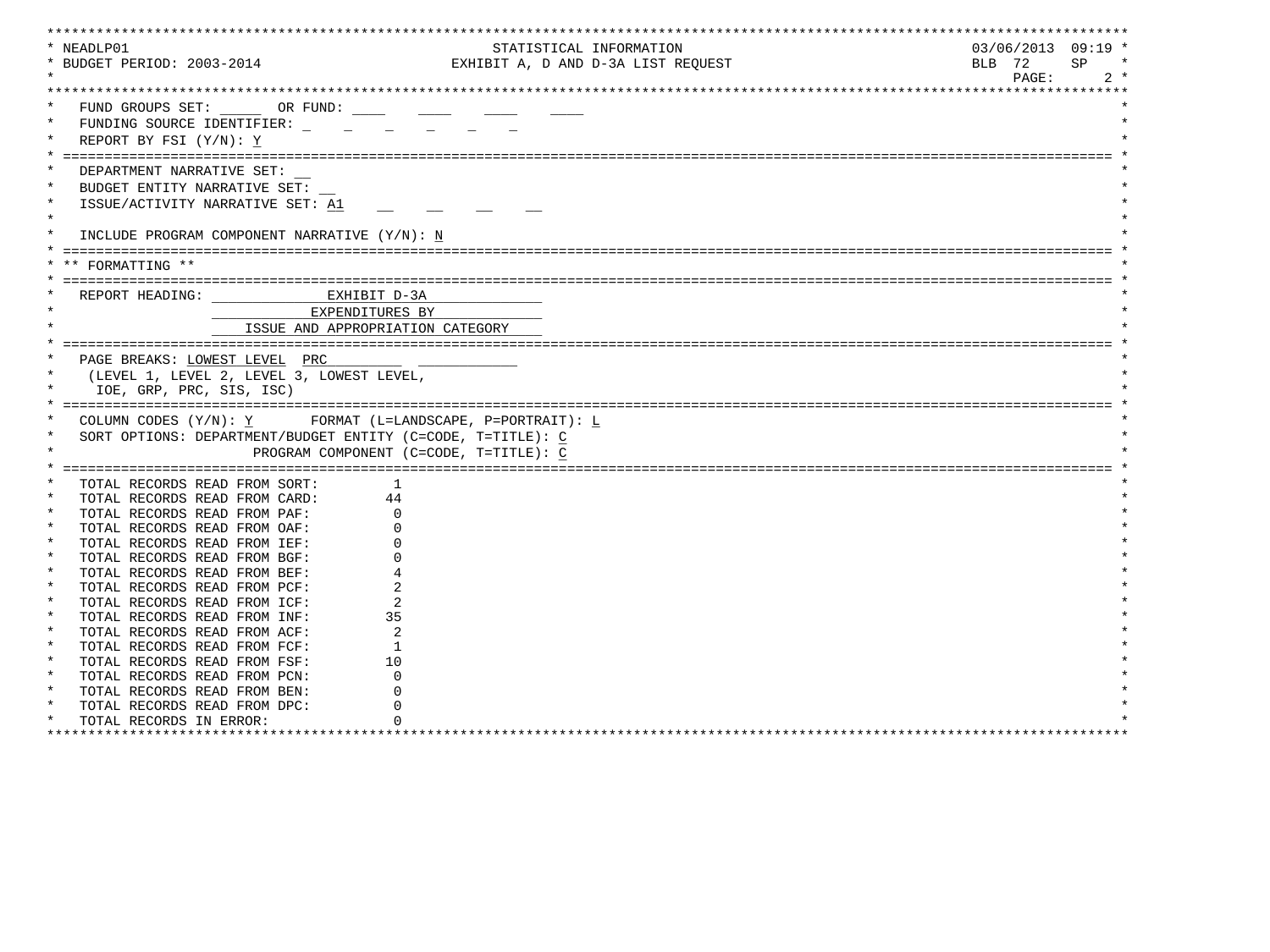NEADLP01 — STATISTICAL INFORMATION — 03/06/2013 09:19

BUDGET PERIOD: 2003-2014 — EXHIBIT A, D AND D-3A LIST REQUEST — BLB 72 SP

FUND GROUPS SET: _____ OR FUND: ____ ____ ____ ____

FUNDING SOURCE IDENTIFIER: _ _ _ _ _ _

REPORT BY FSI (Y/N): Y

DEPARTMENT NARRATIVE SET: __

BUDGET ENTITY NARRATIVE SET: __

ISSUE/ACTIVITY NARRATIVE SET: A1 __ __ __ __

INCLUDE PROGRAM COMPONENT NARRATIVE (Y/N): N

## ** FORMATTING **

REPORT HEADING: EXHIBIT D-3A
EXPENDITURES BY
ISSUE AND APPROPRIATION CATEGORY

PAGE BREAKS: LOWEST LEVEL PRC
(LEVEL 1, LEVEL 2, LEVEL 3, LOWEST LEVEL,
IOE, GRP, PRC, SIS, ISC)

COLUMN CODES (Y/N): Y FORMAT (L=LANDSCAPE, P=PORTRAIT): L

SORT OPTIONS: DEPARTMENT/BUDGET ENTITY (C=CODE, T=TITLE): C

PROGRAM COMPONENT (C=CODE, T=TITLE): C

| | |
|---|---|
| TOTAL RECORDS READ FROM SORT: | 1 |
| TOTAL RECORDS READ FROM CARD: | 44 |
| TOTAL RECORDS READ FROM PAF: | 0 |
| TOTAL RECORDS READ FROM OAF: | 0 |
| TOTAL RECORDS READ FROM IEF: | 0 |
| TOTAL RECORDS READ FROM BGF: | 0 |
| TOTAL RECORDS READ FROM BEF: | 4 |
| TOTAL RECORDS READ FROM PCF: | 2 |
| TOTAL RECORDS READ FROM ICF: | 2 |
| TOTAL RECORDS READ FROM INF: | 35 |
| TOTAL RECORDS READ FROM ACF: | 2 |
| TOTAL RECORDS READ FROM FCF: | 1 |
| TOTAL RECORDS READ FROM FSF: | 10 |
| TOTAL RECORDS READ FROM PCN: | 0 |
| TOTAL RECORDS READ FROM BEN: | 0 |
| TOTAL RECORDS READ FROM DPC: | 0 |
| TOTAL RECORDS IN ERROR: | 0 |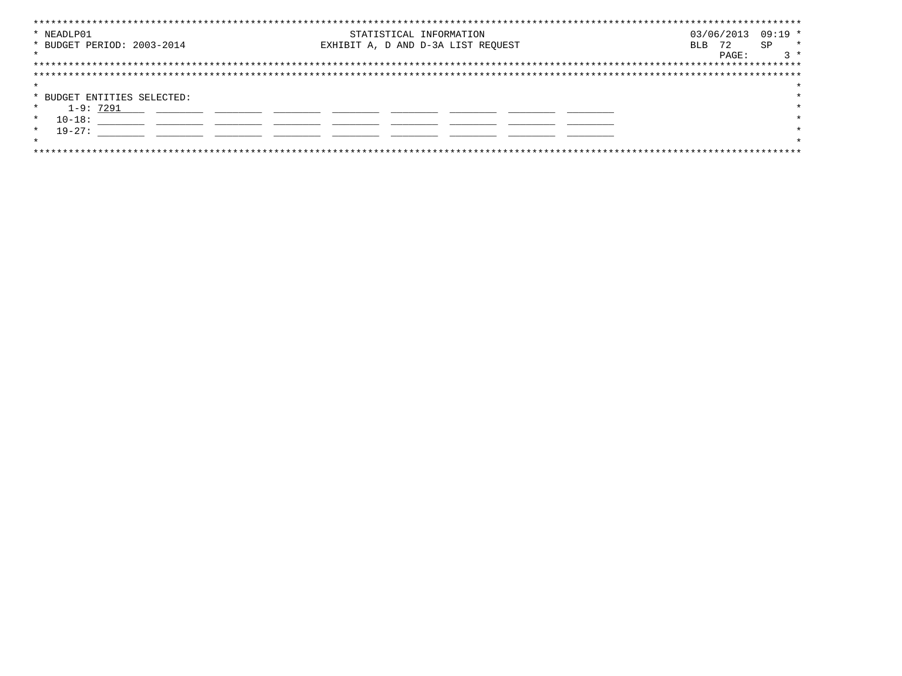```
*****************************************************************************************************************************
* NEADLP01                                          STATISTICAL INFORMATION                                 03/06/2013  09:19 *
* BUDGET PERIOD: 2003-2014                     EXHIBIT A, D AND D-3A LIST REQUEST                           BLB  72     SP    *
*                                                                                                                PAGE:     3 *
*****************************************************************************************************************************
*****************************************************************************************************************************
*                                                                                                                           *
* BUDGET ENTITIES SELECTED:                                                                                                 *
*     1-9: 7291____  ________  ________  ________  ________  ________  ________  ________  ________                          *
*   10-18: ________  ________  ________  ________  ________  ________  ________  ________  ________                          *
*   19-27: ________  ________  ________  ________  ________  ________  ________  ________  ________                          *
*                                                                                                                           *
*****************************************************************************************************************************
```